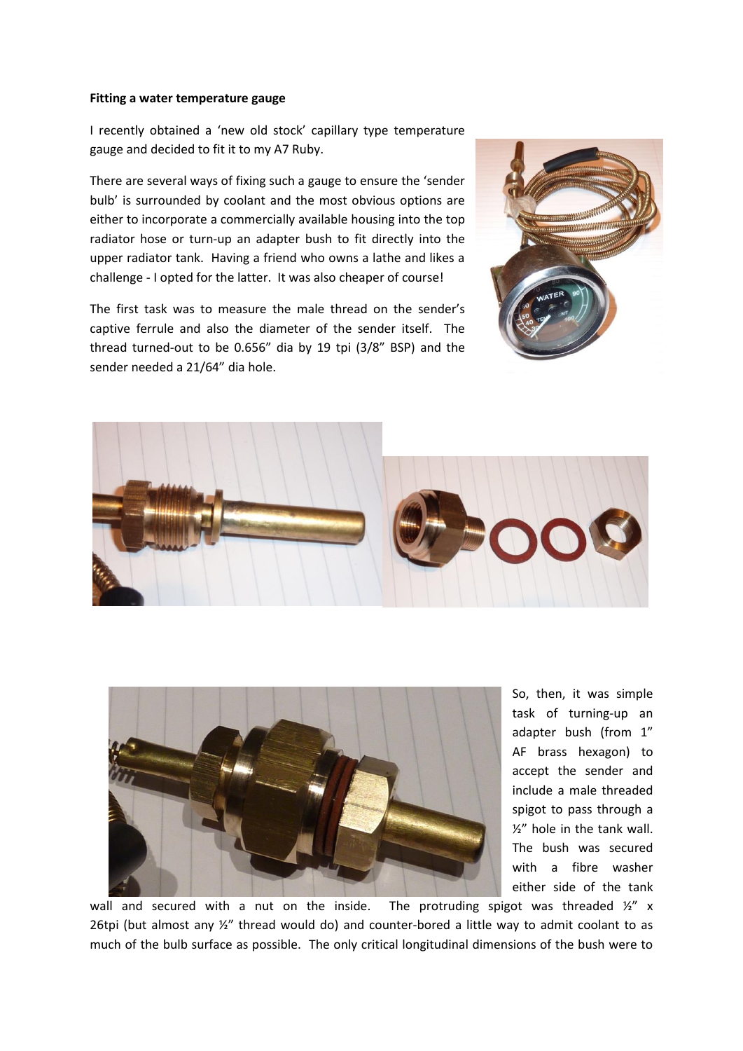**Fitting a water temperature gauge**

I recently obtained a 'new old stock' capillary type temperature gauge and decided to fit it to my A7 Ruby.

There are several ways of fixing such a gauge to ensure the 'sender bulb' is surrounded by coolant and the most obvious options are either to incorporate a commercially available housing into the top radiator hose or turn-up an adapter bush to fit directly into the upper radiator tank. Having a friend who owns a lathe and likes a challenge - I opted for the latter. It was also cheaper of course!

The first task was to measure the male thread on the sender's captive ferrule and also the diameter of the sender itself. The thread turned-out to be 0.656" dia by 19 tpi (3/8" BSP) and the sender needed a 21/64" dia hole.

So, then, it was simple task of turning-up an adapter bush (from 1" AF brass hexagon) to accept the sender and include a male threaded spigot to pass through a ½" hole in the tank wall. The bush was secured with a fibre washer either side of the tank wall and secured with a nut on the inside. The protruding spigot was threaded ½" x 26tpi (but almost any ½" thread would do) and counter-bored a little way to admit coolant to as much of the bulb surface as possible. The only critical longitudinal dimensions of the bush were to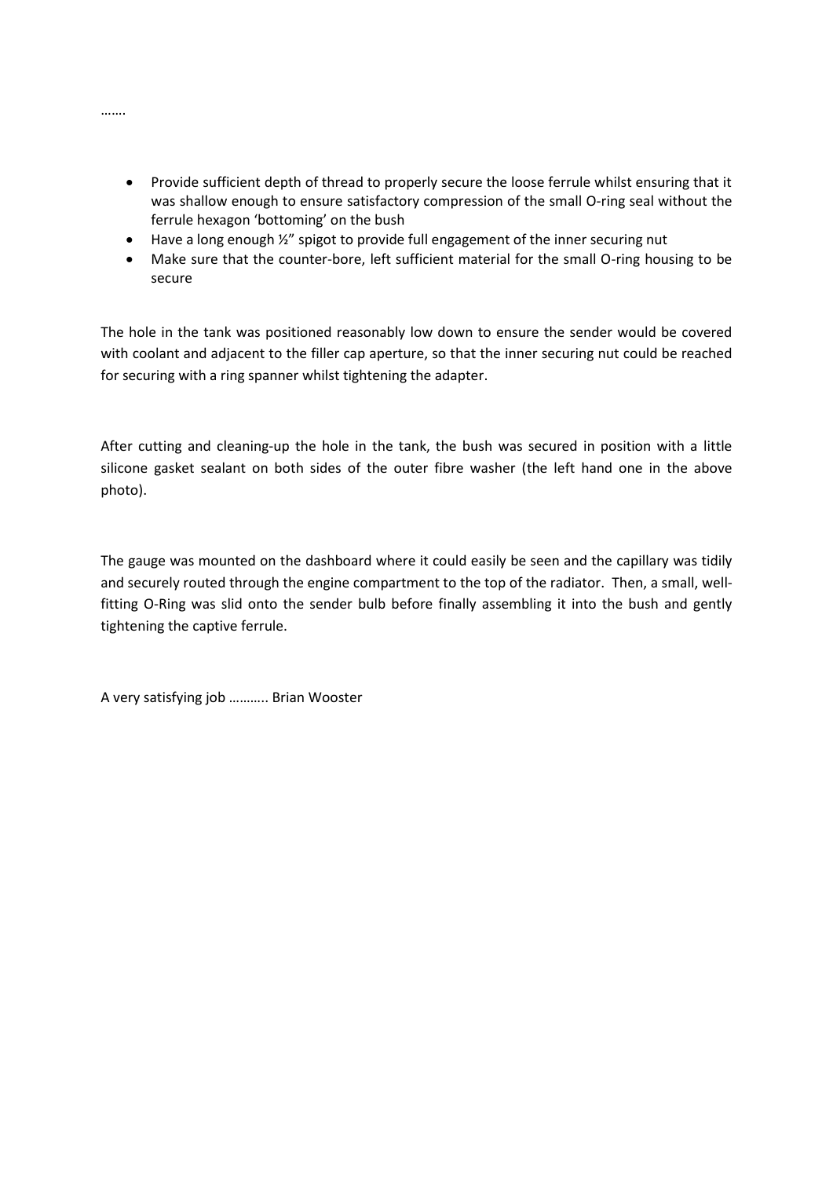…….

- Provide sufficient depth of thread to properly secure the loose ferrule whilst ensuring that it was shallow enough to ensure satisfactory compression of the small O-ring seal without the ferrule hexagon 'bottoming' on the bush
- Have a long enough ½" spigot to provide full engagement of the inner securing nut
- Make sure that the counter-bore, left sufficient material for the small O-ring housing to be secure

The hole in the tank was positioned reasonably low down to ensure the sender would be covered with coolant and adjacent to the filler cap aperture, so that the inner securing nut could be reached for securing with a ring spanner whilst tightening the adapter.

After cutting and cleaning-up the hole in the tank, the bush was secured in position with a little silicone gasket sealant on both sides of the outer fibre washer (the left hand one in the above photo).

The gauge was mounted on the dashboard where it could easily be seen and the capillary was tidily and securely routed through the engine compartment to the top of the radiator. Then, a small, well-fitting O-Ring was slid onto the sender bulb before finally assembling it into the bush and gently tightening the captive ferrule.

A very satisfying job ……….. Brian Wooster